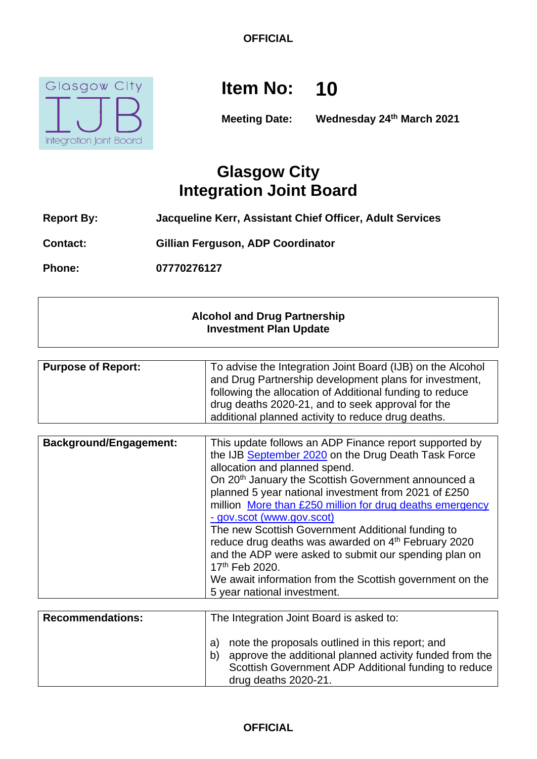**OFFICIAL**

**Item No: 10**

**Meeting Date: Wednesday 24th March 2021**

# Glasgow City Integration Joint Board

| | |
|---|---|
| **Report By:** | **Jacqueline Kerr, Assistant Chief Officer, Adult Services** |
| **Contact:** | **Gillian Ferguson, ADP Coordinator** |
| **Phone:** | **07770276127** |

## Alcohol and Drug Partnership Investment Plan Update

| | |
|---|---|
| **Purpose of Report:** | To advise the Integration Joint Board (IJB) on the Alcohol and Drug Partnership development plans for investment, following the allocation of Additional funding to reduce drug deaths 2020-21, and to seek approval for the additional planned activity to reduce drug deaths. |

| | |
|---|---|
| **Background/Engagement:** | This update follows an ADP Finance report supported by the IJB [September 2020](#) on the Drug Death Task Force allocation and planned spend.<br>On 20th January the Scottish Government announced a planned 5 year national investment from 2021 of £250 million [More than £250 million for drug deaths emergency - gov.scot (www.gov.scot)](#)<br>The new Scottish Government Additional funding to reduce drug deaths was awarded on 4th February 2020 and the ADP were asked to submit our spending plan on 17th Feb 2020.<br>We await information from the Scottish government on the 5 year national investment. |

| | |
|---|---|
| **Recommendations:** | The Integration Joint Board is asked to:<br><br>a) note the proposals outlined in this report; and<br>b) approve the additional planned activity funded from the Scottish Government ADP Additional funding to reduce drug deaths 2020-21. |

**OFFICIAL**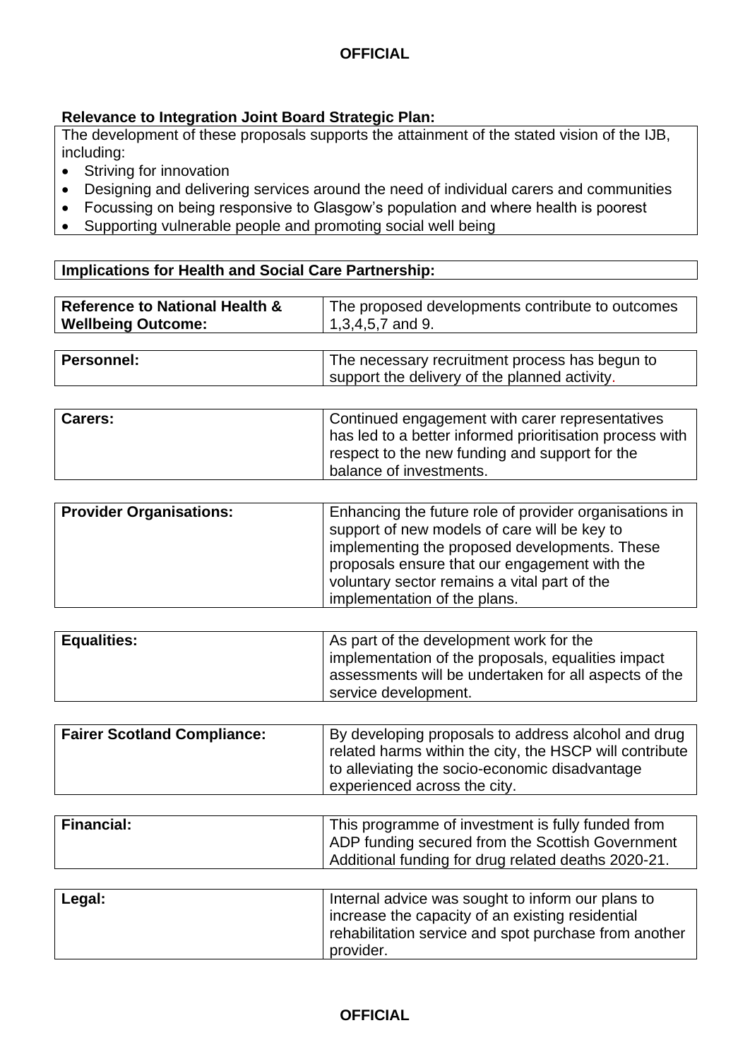**Relevance to Integration Joint Board Strategic Plan:**

The development of these proposals supports the attainment of the stated vision of the IJB, including:

- Striving for innovation
- Designing and delivering services around the need of individual carers and communities
- Focussing on being responsive to Glasgow's population and where health is poorest
- Supporting vulnerable people and promoting social well being

**Implications for Health and Social Care Partnership:**

| | |
|---|---|
| **Reference to National Health & Wellbeing Outcome:** | The proposed developments contribute to outcomes 1,3,4,5,7 and 9. |
| **Personnel:** | The necessary recruitment process has begun to support the delivery of the planned activity. |
| **Carers:** | Continued engagement with carer representatives has led to a better informed prioritisation process with respect to the new funding and support for the balance of investments. |
| **Provider Organisations:** | Enhancing the future role of provider organisations in support of new models of care will be key to implementing the proposed developments. These proposals ensure that our engagement with the voluntary sector remains a vital part of the implementation of the plans. |
| **Equalities:** | As part of the development work for the implementation of the proposals, equalities impact assessments will be undertaken for all aspects of the service development. |
| **Fairer Scotland Compliance:** | By developing proposals to address alcohol and drug related harms within the city, the HSCP will contribute to alleviating the socio-economic disadvantage experienced across the city. |
| **Financial:** | This programme of investment is fully funded from ADP funding secured from the Scottish Government Additional funding for drug related deaths 2020-21. |
| **Legal:** | Internal advice was sought to inform our plans to increase the capacity of an existing residential rehabilitation service and spot purchase from another provider. |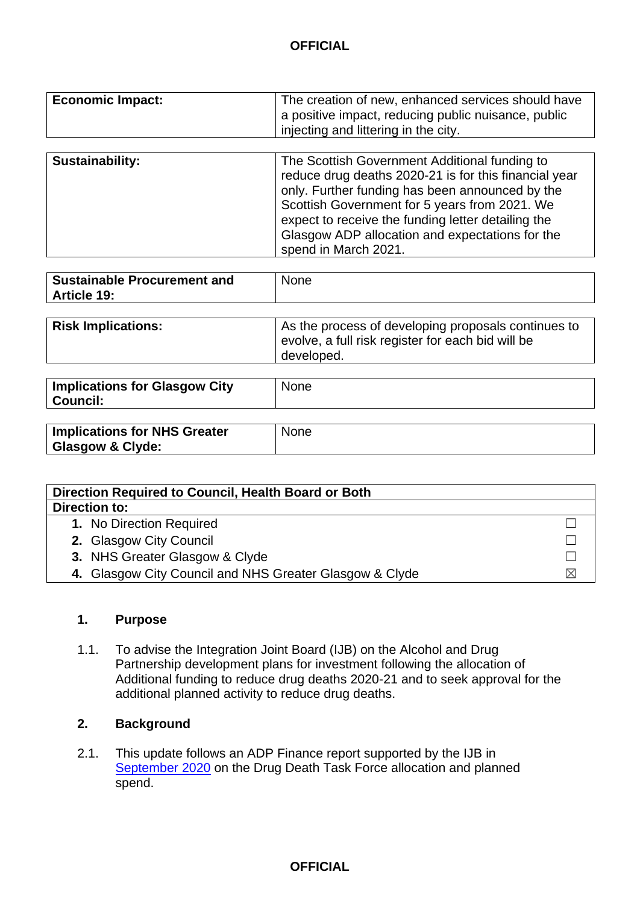| | |
|---|---|
| **Economic Impact:** | The creation of new, enhanced services should have a positive impact, reducing public nuisance, public injecting and littering in the city. |

| | |
|---|---|
| **Sustainability:** | The Scottish Government Additional funding to reduce drug deaths 2020-21 is for this financial year only. Further funding has been announced by the Scottish Government for 5 years from 2021. We expect to receive the funding letter detailing the Glasgow ADP allocation and expectations for the spend in March 2021. |

| | |
|---|---|
| **Sustainable Procurement and Article 19:** | None |

| | |
|---|---|
| **Risk Implications:** | As the process of developing proposals continues to evolve, a full risk register for each bid will be developed. |

| | |
|---|---|
| **Implications for Glasgow City Council:** | None |

| | |
|---|---|
| **Implications for NHS Greater Glasgow & Clyde:** | None |

| **Direction Required to Council, Health Board or Both** | |
|---|---|
| **Direction to:** | |
| **1.** No Direction Required | ☐ |
| **2.** Glasgow City Council | ☐ |
| **3.** NHS Greater Glasgow & Clyde | ☐ |
| **4.** Glasgow City Council and NHS Greater Glasgow & Clyde | ☒ |

## 1. Purpose

1.1. To advise the Integration Joint Board (IJB) on the Alcohol and Drug Partnership development plans for investment following the allocation of Additional funding to reduce drug deaths 2020-21 and to seek approval for the additional planned activity to reduce drug deaths.

## 2. Background

2.1. This update follows an ADP Finance report supported by the IJB in September 2020 on the Drug Death Task Force allocation and planned spend.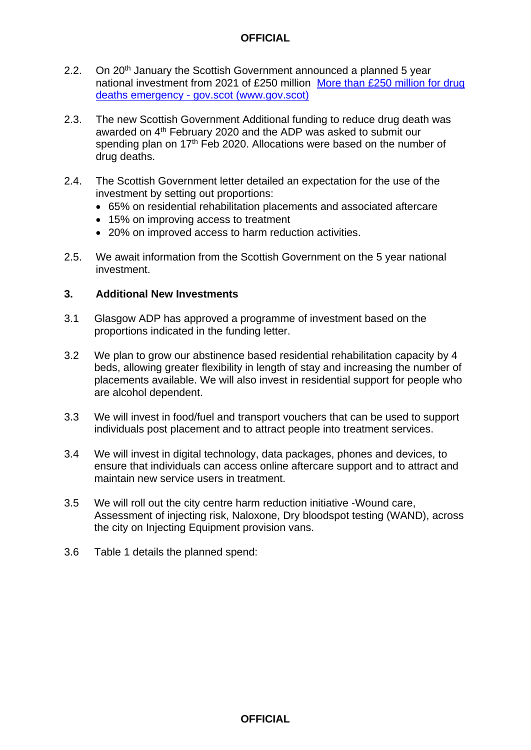2.2. On 20th January the Scottish Government announced a planned 5 year national investment from 2021 of £250 million [More than £250 million for drug deaths emergency - gov.scot (www.gov.scot)](https://www.gov.scot)

2.3. The new Scottish Government Additional funding to reduce drug death was awarded on 4th February 2020 and the ADP was asked to submit our spending plan on 17th Feb 2020. Allocations were based on the number of drug deaths.

2.4. The Scottish Government letter detailed an expectation for the use of the investment by setting out proportions:

- 65% on residential rehabilitation placements and associated aftercare
- 15% on improving access to treatment
- 20% on improved access to harm reduction activities.

2.5. We await information from the Scottish Government on the 5 year national investment.

## 3. Additional New Investments

3.1 Glasgow ADP has approved a programme of investment based on the proportions indicated in the funding letter.

3.2 We plan to grow our abstinence based residential rehabilitation capacity by 4 beds, allowing greater flexibility in length of stay and increasing the number of placements available. We will also invest in residential support for people who are alcohol dependent.

3.3 We will invest in food/fuel and transport vouchers that can be used to support individuals post placement and to attract people into treatment services.

3.4 We will invest in digital technology, data packages, phones and devices, to ensure that individuals can access online aftercare support and to attract and maintain new service users in treatment.

3.5 We will roll out the city centre harm reduction initiative -Wound care, Assessment of injecting risk, Naloxone, Dry bloodspot testing (WAND), across the city on Injecting Equipment provision vans.

3.6 Table 1 details the planned spend: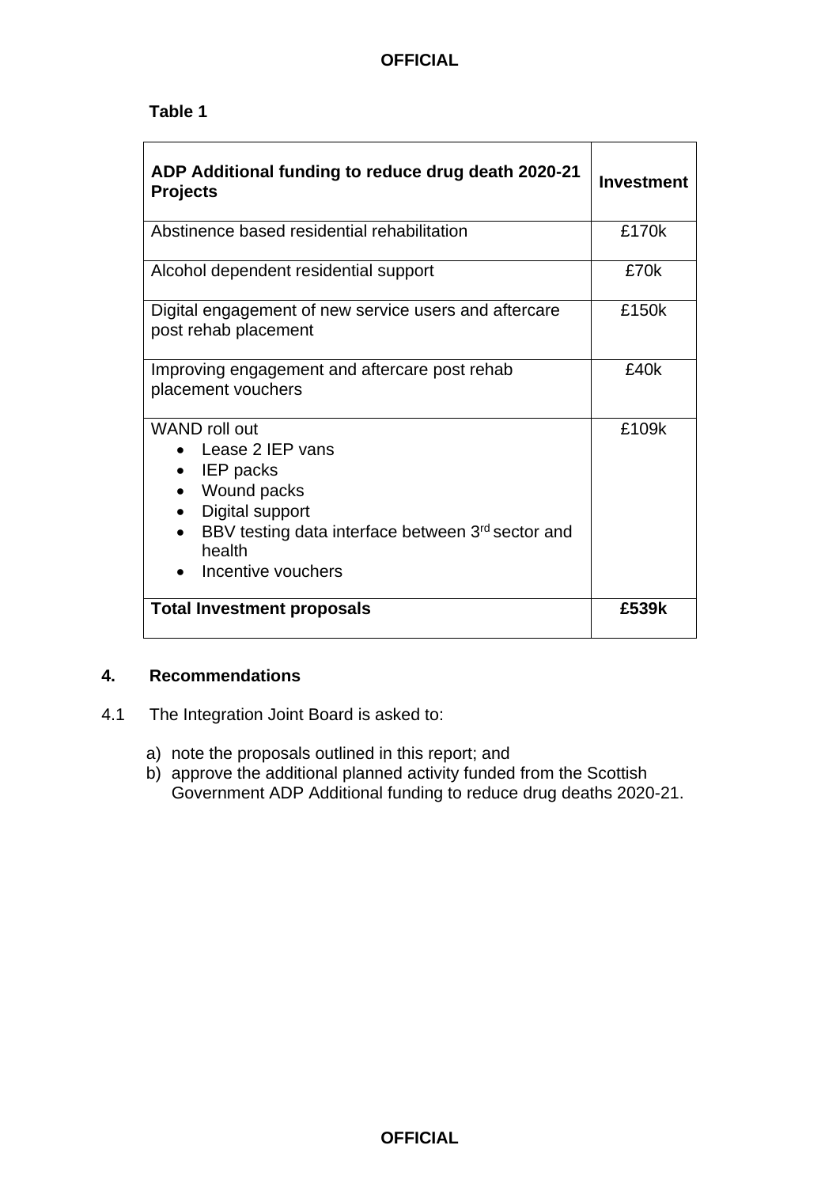**Table 1**

| **ADP Additional funding to reduce drug death 2020-21 Projects** | **Investment** |
| --- | --- |
| Abstinence based residential rehabilitation | £170k |
| Alcohol dependent residential support | £70k |
| Digital engagement of new service users and aftercare post rehab placement | £150k |
| Improving engagement and aftercare post rehab placement vouchers | £40k |
| WAND roll out<br>• Lease 2 IEP vans<br>• IEP packs<br>• Wound packs<br>• Digital support<br>• BBV testing data interface between 3rd sector and health<br>• Incentive vouchers | £109k |
| **Total Investment proposals** | **£539k** |

## 4. Recommendations

4.1 The Integration Joint Board is asked to:

a) note the proposals outlined in this report; and
b) approve the additional planned activity funded from the Scottish Government ADP Additional funding to reduce drug deaths 2020-21.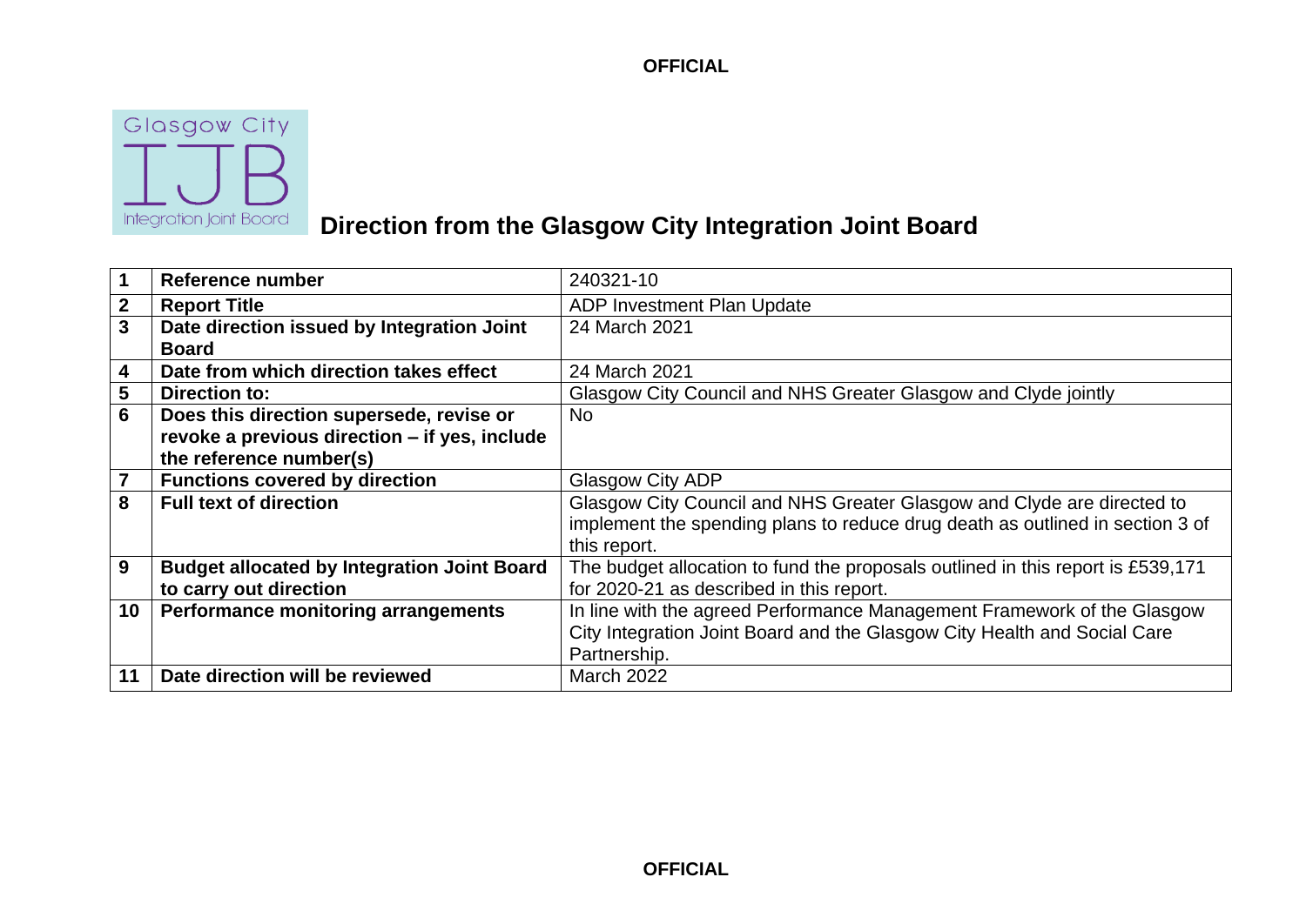# Direction from the Glasgow City Integration Joint Board

| | | |
|---|---|---|
| 1 | **Reference number** | 240321-10 |
| 2 | **Report Title** | ADP Investment Plan Update |
| 3 | **Date direction issued by Integration Joint Board** | 24 March 2021 |
| 4 | **Date from which direction takes effect** | 24 March 2021 |
| 5 | **Direction to:** | Glasgow City Council and NHS Greater Glasgow and Clyde jointly |
| 6 | **Does this direction supersede, revise or revoke a previous direction – if yes, include the reference number(s)** | No |
| 7 | **Functions covered by direction** | Glasgow City ADP |
| 8 | **Full text of direction** | Glasgow City Council and NHS Greater Glasgow and Clyde are directed to implement the spending plans to reduce drug death as outlined in section 3 of this report. |
| 9 | **Budget allocated by Integration Joint Board to carry out direction** | The budget allocation to fund the proposals outlined in this report is £539,171 for 2020-21 as described in this report. |
| 10 | **Performance monitoring arrangements** | In line with the agreed Performance Management Framework of the Glasgow City Integration Joint Board and the Glasgow City Health and Social Care Partnership. |
| 11 | **Date direction will be reviewed** | March 2022 |